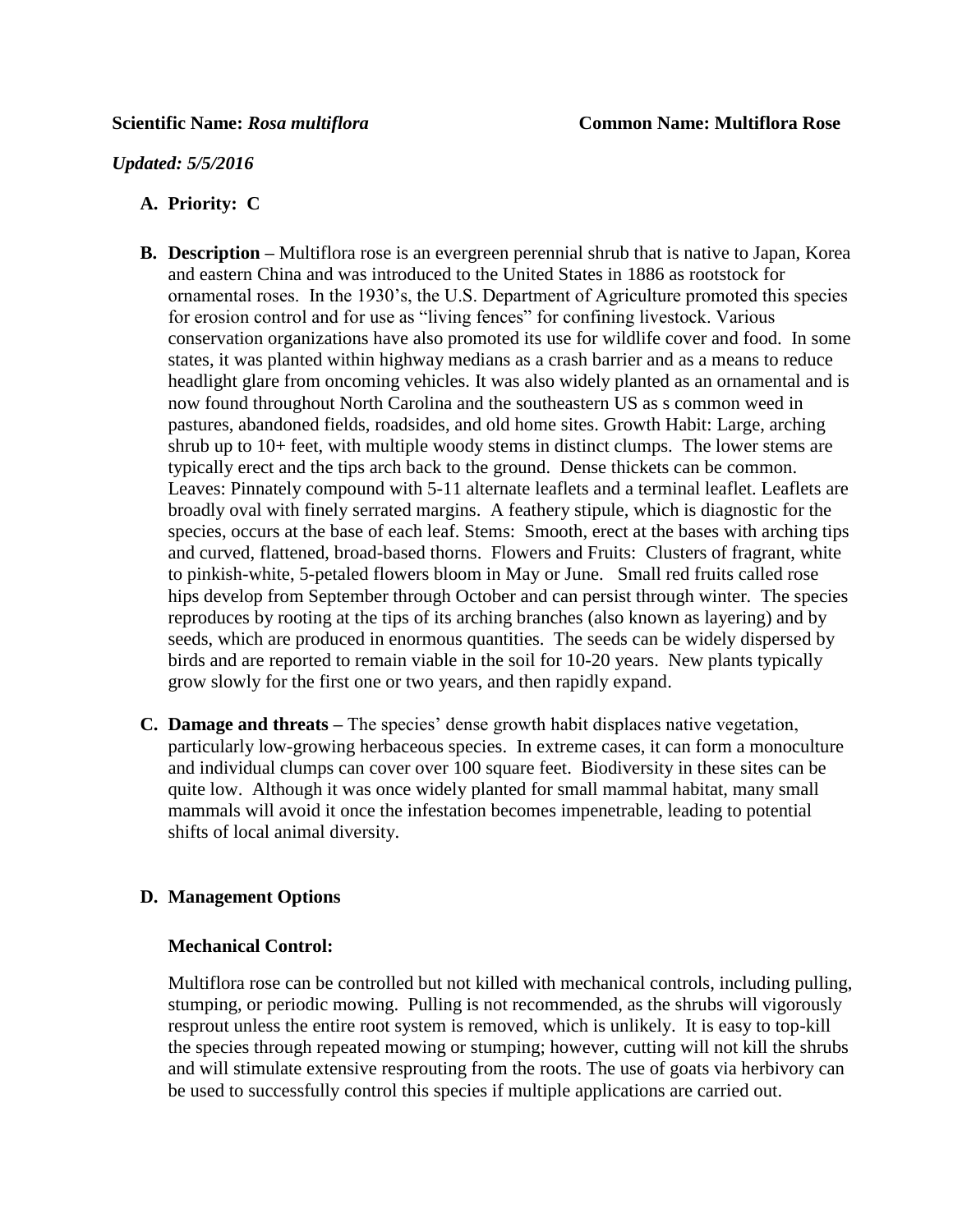**Scientific Name:** ***Rosa multiflora*** **Common Name: Multiflora Rose**

***Updated: 5/5/2016***

**A. Priority: C**

**B. Description –** Multiflora rose is an evergreen perennial shrub that is native to Japan, Korea and eastern China and was introduced to the United States in 1886 as rootstock for ornamental roses. In the 1930's, the U.S. Department of Agriculture promoted this species for erosion control and for use as "living fences" for confining livestock. Various conservation organizations have also promoted its use for wildlife cover and food. In some states, it was planted within highway medians as a crash barrier and as a means to reduce headlight glare from oncoming vehicles. It was also widely planted as an ornamental and is now found throughout North Carolina and the southeastern US as s common weed in pastures, abandoned fields, roadsides, and old home sites. Growth Habit: Large, arching shrub up to 10+ feet, with multiple woody stems in distinct clumps. The lower stems are typically erect and the tips arch back to the ground. Dense thickets can be common. Leaves: Pinnately compound with 5-11 alternate leaflets and a terminal leaflet. Leaflets are broadly oval with finely serrated margins. A feathery stipule, which is diagnostic for the species, occurs at the base of each leaf. Stems: Smooth, erect at the bases with arching tips and curved, flattened, broad-based thorns. Flowers and Fruits: Clusters of fragrant, white to pinkish-white, 5-petaled flowers bloom in May or June. Small red fruits called rose hips develop from September through October and can persist through winter. The species reproduces by rooting at the tips of its arching branches (also known as layering) and by seeds, which are produced in enormous quantities. The seeds can be widely dispersed by birds and are reported to remain viable in the soil for 10-20 years. New plants typically grow slowly for the first one or two years, and then rapidly expand.

**C. Damage and threats –** The species' dense growth habit displaces native vegetation, particularly low-growing herbaceous species. In extreme cases, it can form a monoculture and individual clumps can cover over 100 square feet. Biodiversity in these sites can be quite low. Although it was once widely planted for small mammal habitat, many small mammals will avoid it once the infestation becomes impenetrable, leading to potential shifts of local animal diversity.

**D. Management Options**

**Mechanical Control:**

Multiflora rose can be controlled but not killed with mechanical controls, including pulling, stumping, or periodic mowing. Pulling is not recommended, as the shrubs will vigorously resprout unless the entire root system is removed, which is unlikely. It is easy to top-kill the species through repeated mowing or stumping; however, cutting will not kill the shrubs and will stimulate extensive resprouting from the roots. The use of goats via herbivory can be used to successfully control this species if multiple applications are carried out.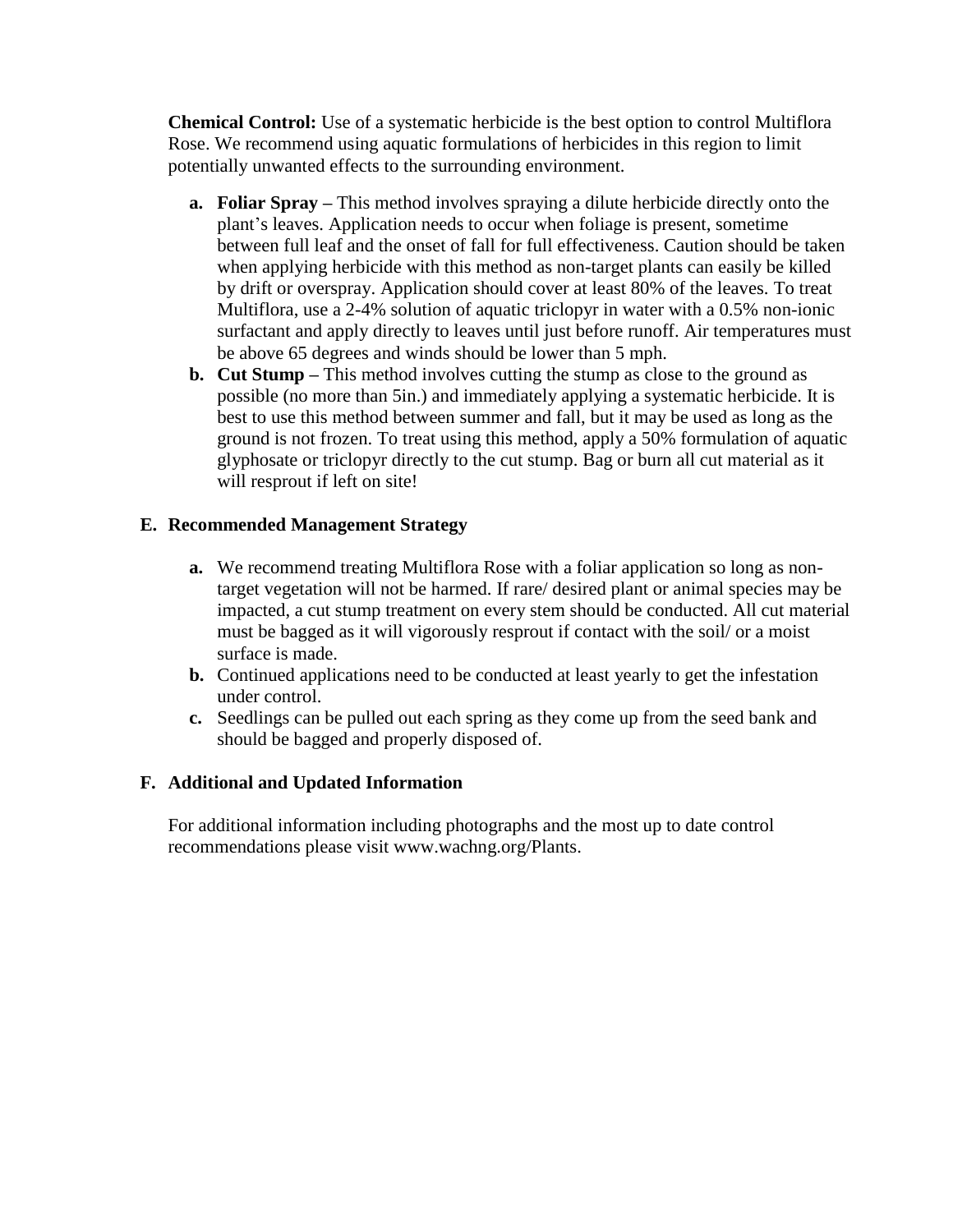**Chemical Control:** Use of a systematic herbicide is the best option to control Multiflora Rose. We recommend using aquatic formulations of herbicides in this region to limit potentially unwanted effects to the surrounding environment.

- **a. Foliar Spray –** This method involves spraying a dilute herbicide directly onto the plant's leaves. Application needs to occur when foliage is present, sometime between full leaf and the onset of fall for full effectiveness. Caution should be taken when applying herbicide with this method as non-target plants can easily be killed by drift or overspray. Application should cover at least 80% of the leaves. To treat Multiflora, use a 2-4% solution of aquatic triclopyr in water with a 0.5% non-ionic surfactant and apply directly to leaves until just before runoff. Air temperatures must be above 65 degrees and winds should be lower than 5 mph.
- **b. Cut Stump –** This method involves cutting the stump as close to the ground as possible (no more than 5in.) and immediately applying a systematic herbicide. It is best to use this method between summer and fall, but it may be used as long as the ground is not frozen. To treat using this method, apply a 50% formulation of aquatic glyphosate or triclopyr directly to the cut stump. Bag or burn all cut material as it will resprout if left on site!

## E. Recommended Management Strategy

- **a.** We recommend treating Multiflora Rose with a foliar application so long as non-target vegetation will not be harmed. If rare/ desired plant or animal species may be impacted, a cut stump treatment on every stem should be conducted. All cut material must be bagged as it will vigorously resprout if contact with the soil/ or a moist surface is made.
- **b.** Continued applications need to be conducted at least yearly to get the infestation under control.
- **c.** Seedlings can be pulled out each spring as they come up from the seed bank and should be bagged and properly disposed of.

## F. Additional and Updated Information

For additional information including photographs and the most up to date control recommendations please visit www.wachng.org/Plants.